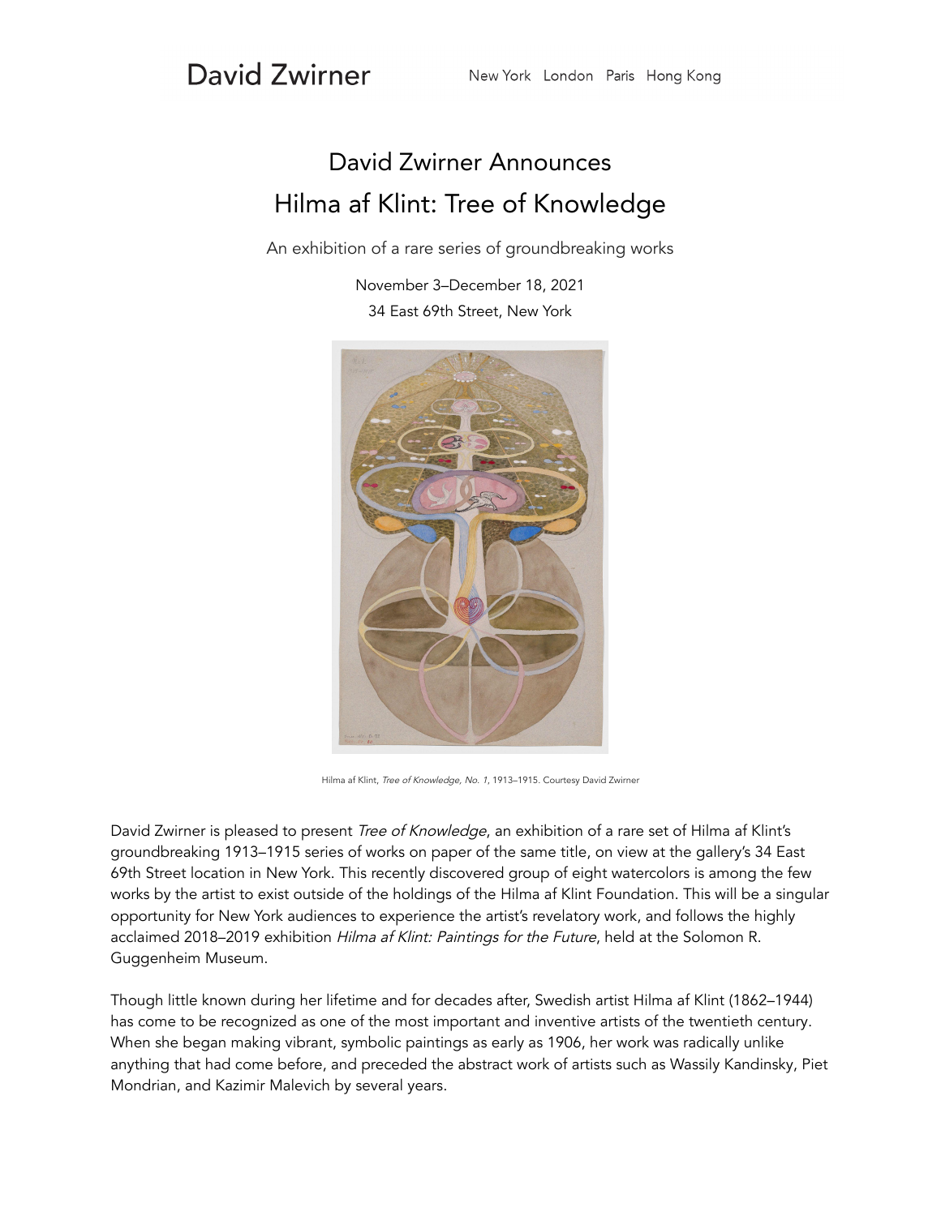David Zwirner — New York London Paris Hong Kong

# David Zwirner Announces
# Hilma af Klint: Tree of Knowledge

An exhibition of a rare series of groundbreaking works

November 3–December 18, 2021
34 East 69th Street, New York

Hilma af Klint, *Tree of Knowledge, No. 1*, 1913–1915. Courtesy David Zwirner

David Zwirner is pleased to present *Tree of Knowledge*, an exhibition of a rare set of Hilma af Klint's groundbreaking 1913–1915 series of works on paper of the same title, on view at the gallery's 34 East 69th Street location in New York. This recently discovered group of eight watercolors is among the few works by the artist to exist outside of the holdings of the Hilma af Klint Foundation. This will be a singular opportunity for New York audiences to experience the artist's revelatory work, and follows the highly acclaimed 2018–2019 exhibition *Hilma af Klint: Paintings for the Future*, held at the Solomon R. Guggenheim Museum.

Though little known during her lifetime and for decades after, Swedish artist Hilma af Klint (1862–1944) has come to be recognized as one of the most important and inventive artists of the twentieth century. When she began making vibrant, symbolic paintings as early as 1906, her work was radically unlike anything that had come before, and preceded the abstract work of artists such as Wassily Kandinsky, Piet Mondrian, and Kazimir Malevich by several years.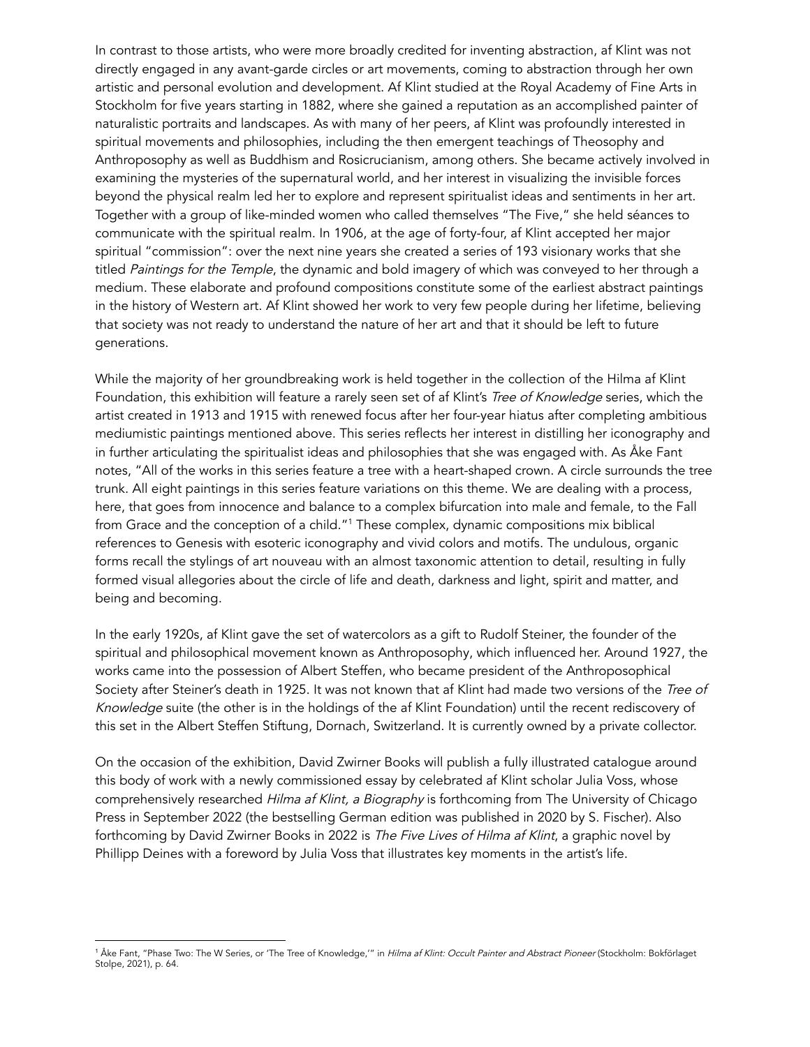In contrast to those artists, who were more broadly credited for inventing abstraction, af Klint was not directly engaged in any avant-garde circles or art movements, coming to abstraction through her own artistic and personal evolution and development. Af Klint studied at the Royal Academy of Fine Arts in Stockholm for five years starting in 1882, where she gained a reputation as an accomplished painter of naturalistic portraits and landscapes. As with many of her peers, af Klint was profoundly interested in spiritual movements and philosophies, including the then emergent teachings of Theosophy and Anthroposophy as well as Buddhism and Rosicrucianism, among others. She became actively involved in examining the mysteries of the supernatural world, and her interest in visualizing the invisible forces beyond the physical realm led her to explore and represent spiritualist ideas and sentiments in her art. Together with a group of like-minded women who called themselves "The Five," she held séances to communicate with the spiritual realm. In 1906, at the age of forty-four, af Klint accepted her major spiritual "commission": over the next nine years she created a series of 193 visionary works that she titled *Paintings for the Temple*, the dynamic and bold imagery of which was conveyed to her through a medium. These elaborate and profound compositions constitute some of the earliest abstract paintings in the history of Western art. Af Klint showed her work to very few people during her lifetime, believing that society was not ready to understand the nature of her art and that it should be left to future generations.

While the majority of her groundbreaking work is held together in the collection of the Hilma af Klint Foundation, this exhibition will feature a rarely seen set of af Klint's *Tree of Knowledge* series, which the artist created in 1913 and 1915 with renewed focus after her four-year hiatus after completing ambitious mediumistic paintings mentioned above. This series reflects her interest in distilling her iconography and in further articulating the spiritualist ideas and philosophies that she was engaged with. As Åke Fant notes, "All of the works in this series feature a tree with a heart-shaped crown. A circle surrounds the tree trunk. All eight paintings in this series feature variations on this theme. We are dealing with a process, here, that goes from innocence and balance to a complex bifurcation into male and female, to the Fall from Grace and the conception of a child."[1] These complex, dynamic compositions mix biblical references to Genesis with esoteric iconography and vivid colors and motifs. The undulous, organic forms recall the stylings of art nouveau with an almost taxonomic attention to detail, resulting in fully formed visual allegories about the circle of life and death, darkness and light, spirit and matter, and being and becoming.

In the early 1920s, af Klint gave the set of watercolors as a gift to Rudolf Steiner, the founder of the spiritual and philosophical movement known as Anthroposophy, which influenced her. Around 1927, the works came into the possession of Albert Steffen, who became president of the Anthroposophical Society after Steiner's death in 1925. It was not known that af Klint had made two versions of the *Tree of Knowledge* suite (the other is in the holdings of the af Klint Foundation) until the recent rediscovery of this set in the Albert Steffen Stiftung, Dornach, Switzerland. It is currently owned by a private collector.

On the occasion of the exhibition, David Zwirner Books will publish a fully illustrated catalogue around this body of work with a newly commissioned essay by celebrated af Klint scholar Julia Voss, whose comprehensively researched *Hilma af Klint, a Biography* is forthcoming from The University of Chicago Press in September 2022 (the bestselling German edition was published in 2020 by S. Fischer). Also forthcoming by David Zwirner Books in 2022 is *The Five Lives of Hilma af Klint*, a graphic novel by Phillipp Deines with a foreword by Julia Voss that illustrates key moments in the artist's life.

---

[1] Åke Fant, "Phase Two: The W Series, or 'The Tree of Knowledge,'" in *Hilma af Klint: Occult Painter and Abstract Pioneer* (Stockholm: Bokförlaget Stolpe, 2021), p. 64.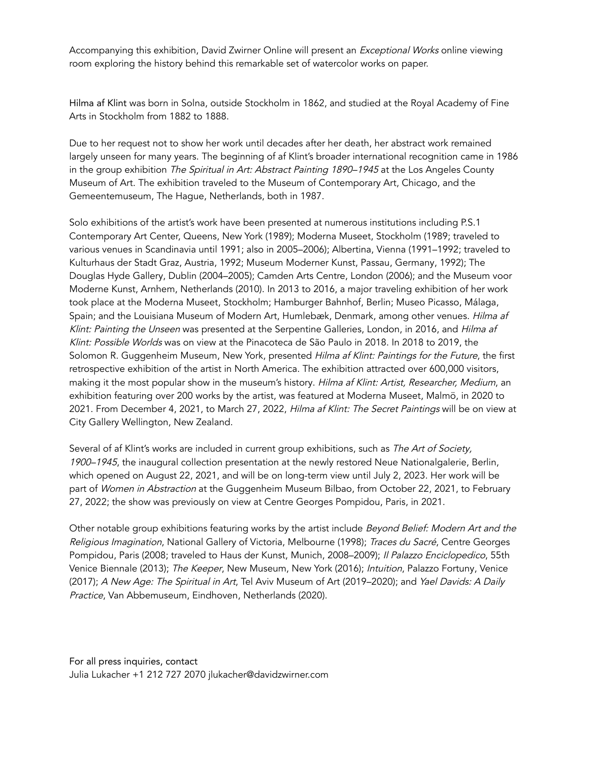Accompanying this exhibition, David Zwirner Online will present an *Exceptional Works* online viewing room exploring the history behind this remarkable set of watercolor works on paper.

Hilma af Klint was born in Solna, outside Stockholm in 1862, and studied at the Royal Academy of Fine Arts in Stockholm from 1882 to 1888.

Due to her request not to show her work until decades after her death, her abstract work remained largely unseen for many years. The beginning of af Klint's broader international recognition came in 1986 in the group exhibition *The Spiritual in Art: Abstract Painting 1890–1945* at the Los Angeles County Museum of Art. The exhibition traveled to the Museum of Contemporary Art, Chicago, and the Gemeentemuseum, The Hague, Netherlands, both in 1987.

Solo exhibitions of the artist's work have been presented at numerous institutions including P.S.1 Contemporary Art Center, Queens, New York (1989); Moderna Museet, Stockholm (1989; traveled to various venues in Scandinavia until 1991; also in 2005–2006); Albertina, Vienna (1991–1992; traveled to Kulturhaus der Stadt Graz, Austria, 1992; Museum Moderner Kunst, Passau, Germany, 1992); The Douglas Hyde Gallery, Dublin (2004–2005); Camden Arts Centre, London (2006); and the Museum voor Moderne Kunst, Arnhem, Netherlands (2010). In 2013 to 2016, a major traveling exhibition of her work took place at the Moderna Museet, Stockholm; Hamburger Bahnhof, Berlin; Museo Picasso, Málaga, Spain; and the Louisiana Museum of Modern Art, Humlebæk, Denmark, among other venues. *Hilma af Klint: Painting the Unseen* was presented at the Serpentine Galleries, London, in 2016, and *Hilma af Klint: Possible Worlds* was on view at the Pinacoteca de São Paulo in 2018. In 2018 to 2019, the Solomon R. Guggenheim Museum, New York, presented *Hilma af Klint: Paintings for the Future*, the first retrospective exhibition of the artist in North America. The exhibition attracted over 600,000 visitors, making it the most popular show in the museum's history. *Hilma af Klint: Artist, Researcher, Medium*, an exhibition featuring over 200 works by the artist, was featured at Moderna Museet, Malmö, in 2020 to 2021. From December 4, 2021, to March 27, 2022, *Hilma af Klint: The Secret Paintings* will be on view at City Gallery Wellington, New Zealand.

Several of af Klint's works are included in current group exhibitions, such as *The Art of Society, 1900–1945*, the inaugural collection presentation at the newly restored Neue Nationalgalerie, Berlin, which opened on August 22, 2021, and will be on long-term view until July 2, 2023. Her work will be part of *Women in Abstraction* at the Guggenheim Museum Bilbao, from October 22, 2021, to February 27, 2022; the show was previously on view at Centre Georges Pompidou, Paris, in 2021.

Other notable group exhibitions featuring works by the artist include *Beyond Belief: Modern Art and the Religious Imagination*, National Gallery of Victoria, Melbourne (1998); *Traces du Sacré*, Centre Georges Pompidou, Paris (2008; traveled to Haus der Kunst, Munich, 2008–2009); *Il Palazzo Enciclopedico*, 55th Venice Biennale (2013); *The Keeper*, New Museum, New York (2016); *Intuition*, Palazzo Fortuny, Venice (2017); *A New Age: The Spiritual in Art*, Tel Aviv Museum of Art (2019–2020); and *Yael Davids: A Daily Practice*, Van Abbemuseum, Eindhoven, Netherlands (2020).

For all press inquiries, contact
Julia Lukacher +1 212 727 2070 jlukacher@davidzwirner.com